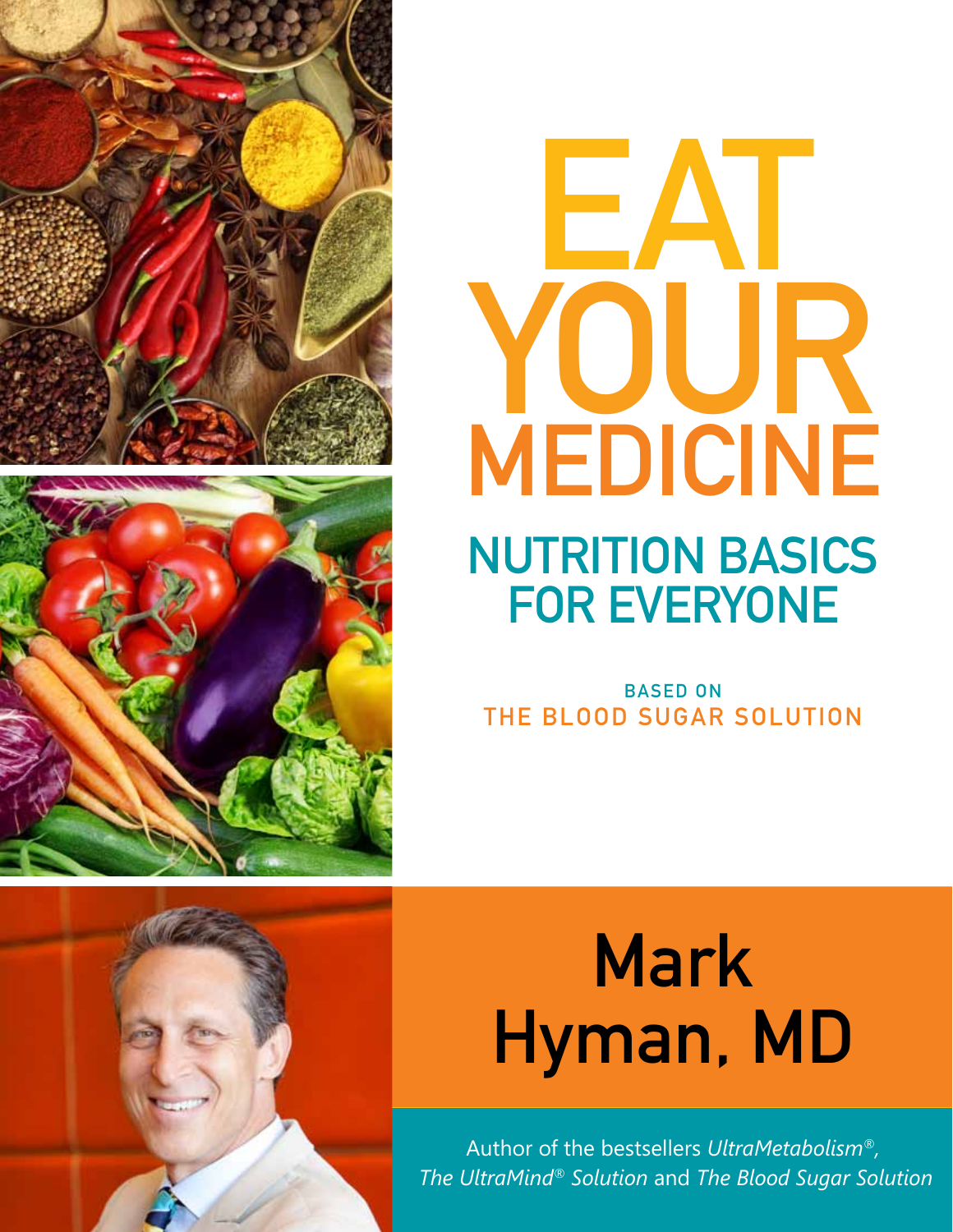# EAT YOUR MEDICINE

## NUTRITION BASICS FOR EVERYONE

BASED ON
THE BLOOD SUGAR SOLUTION

## Mark Hyman, MD

Author of the bestsellers *UltraMetabolism®*, *The UltraMind® Solution* and *The Blood Sugar Solution*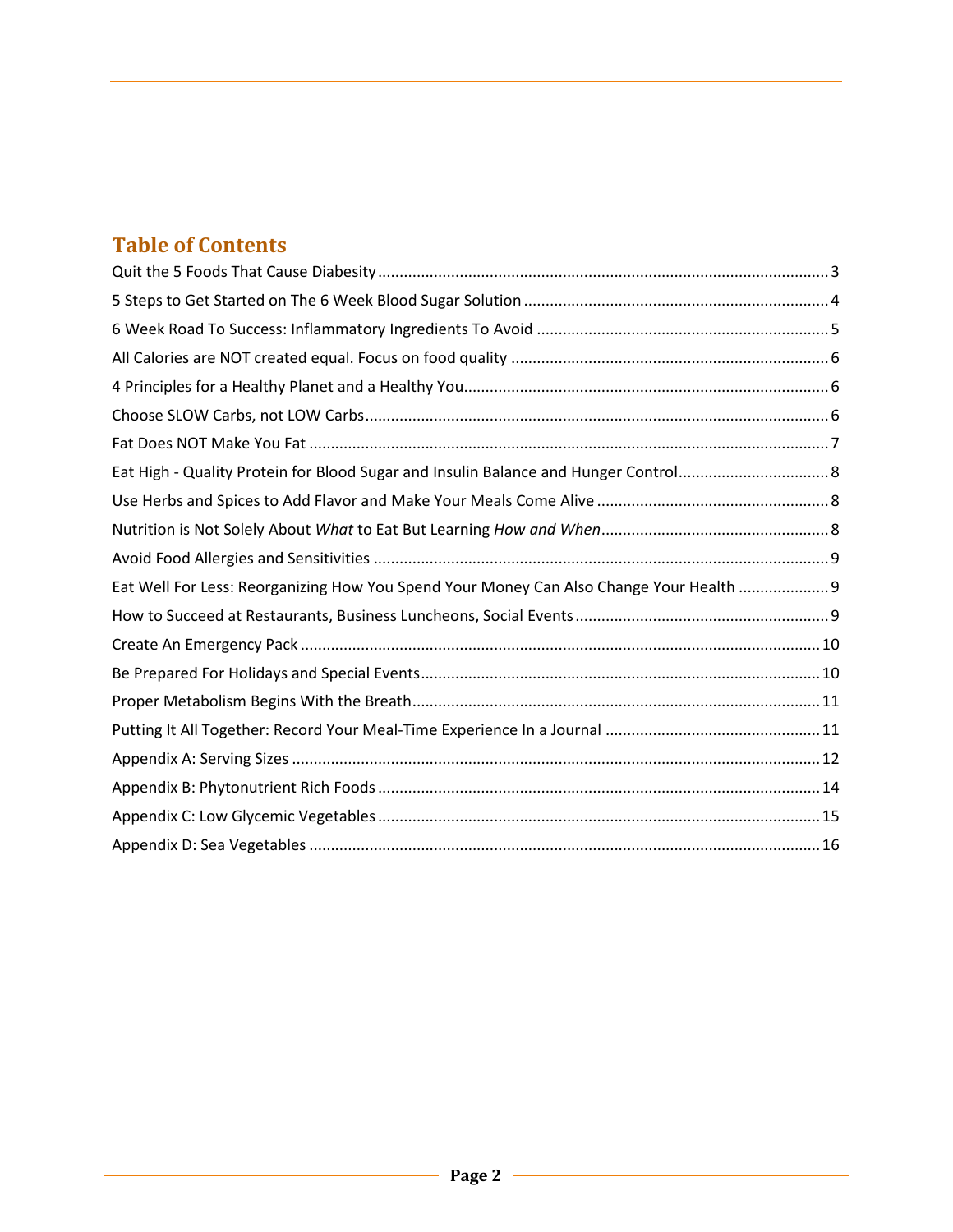## Table of Contents

Quit the 5 Foods That Cause Diabesity ........ 3
5 Steps to Get Started on The 6 Week Blood Sugar Solution ........ 4
6 Week Road To Success: Inflammatory Ingredients To Avoid ........ 5
All Calories are NOT created equal. Focus on food quality ........ 6
4 Principles for a Healthy Planet and a Healthy You ........ 6
Choose SLOW Carbs, not LOW Carbs ........ 6
Fat Does NOT Make You Fat ........ 7
Eat High - Quality Protein for Blood Sugar and Insulin Balance and Hunger Control ........ 8
Use Herbs and Spices to Add Flavor and Make Your Meals Come Alive ........ 8
Nutrition is Not Solely About *What* to Eat But Learning *How and When* ........ 8
Avoid Food Allergies and Sensitivities ........ 9
Eat Well For Less: Reorganizing How You Spend Your Money Can Also Change Your Health ........ 9
How to Succeed at Restaurants, Business Luncheons, Social Events ........ 9
Create An Emergency Pack ........ 10
Be Prepared For Holidays and Special Events ........ 10
Proper Metabolism Begins With the Breath ........ 11
Putting It All Together: Record Your Meal-Time Experience In a Journal ........ 11
Appendix A: Serving Sizes ........ 12
Appendix B: Phytonutrient Rich Foods ........ 14
Appendix C: Low Glycemic Vegetables ........ 15
Appendix D: Sea Vegetables ........ 16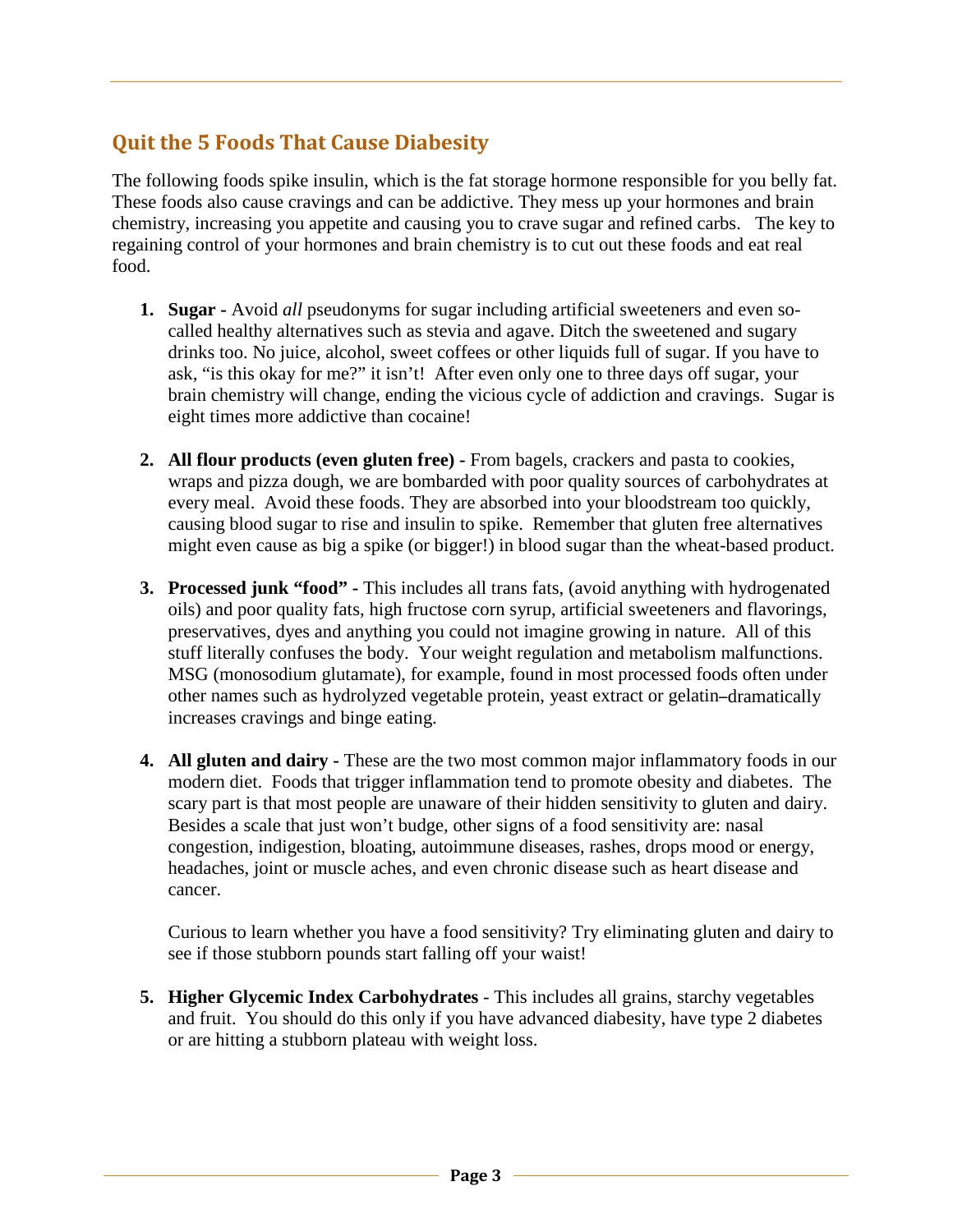## Quit the 5 Foods That Cause Diabesity

The following foods spike insulin, which is the fat storage hormone responsible for you belly fat. These foods also cause cravings and can be addictive. They mess up your hormones and brain chemistry, increasing you appetite and causing you to crave sugar and refined carbs. The key to regaining control of your hormones and brain chemistry is to cut out these foods and eat real food.

1. **Sugar -** Avoid *all* pseudonyms for sugar including artificial sweeteners and even so-called healthy alternatives such as stevia and agave. Ditch the sweetened and sugary drinks too. No juice, alcohol, sweet coffees or other liquids full of sugar. If you have to ask, "is this okay for me?" it isn't! After even only one to three days off sugar, your brain chemistry will change, ending the vicious cycle of addiction and cravings. Sugar is eight times more addictive than cocaine!

2. **All flour products (even gluten free) -** From bagels, crackers and pasta to cookies, wraps and pizza dough, we are bombarded with poor quality sources of carbohydrates at every meal. Avoid these foods. They are absorbed into your bloodstream too quickly, causing blood sugar to rise and insulin to spike. Remember that gluten free alternatives might even cause as big a spike (or bigger!) in blood sugar than the wheat-based product.

3. **Processed junk "food" -** This includes all trans fats, (avoid anything with hydrogenated oils) and poor quality fats, high fructose corn syrup, artificial sweeteners and flavorings, preservatives, dyes and anything you could not imagine growing in nature. All of this stuff literally confuses the body. Your weight regulation and metabolism malfunctions. MSG (monosodium glutamate), for example, found in most processed foods often under other names such as hydrolyzed vegetable protein, yeast extract or gelatin–dramatically increases cravings and binge eating.

4. **All gluten and dairy -** These are the two most common major inflammatory foods in our modern diet. Foods that trigger inflammation tend to promote obesity and diabetes. The scary part is that most people are unaware of their hidden sensitivity to gluten and dairy. Besides a scale that just won't budge, other signs of a food sensitivity are: nasal congestion, indigestion, bloating, autoimmune diseases, rashes, drops mood or energy, headaches, joint or muscle aches, and even chronic disease such as heart disease and cancer.

   Curious to learn whether you have a food sensitivity? Try eliminating gluten and dairy to see if those stubborn pounds start falling off your waist!

5. **Higher Glycemic Index Carbohydrates** - This includes all grains, starchy vegetables and fruit. You should do this only if you have advanced diabesity, have type 2 diabetes or are hitting a stubborn plateau with weight loss.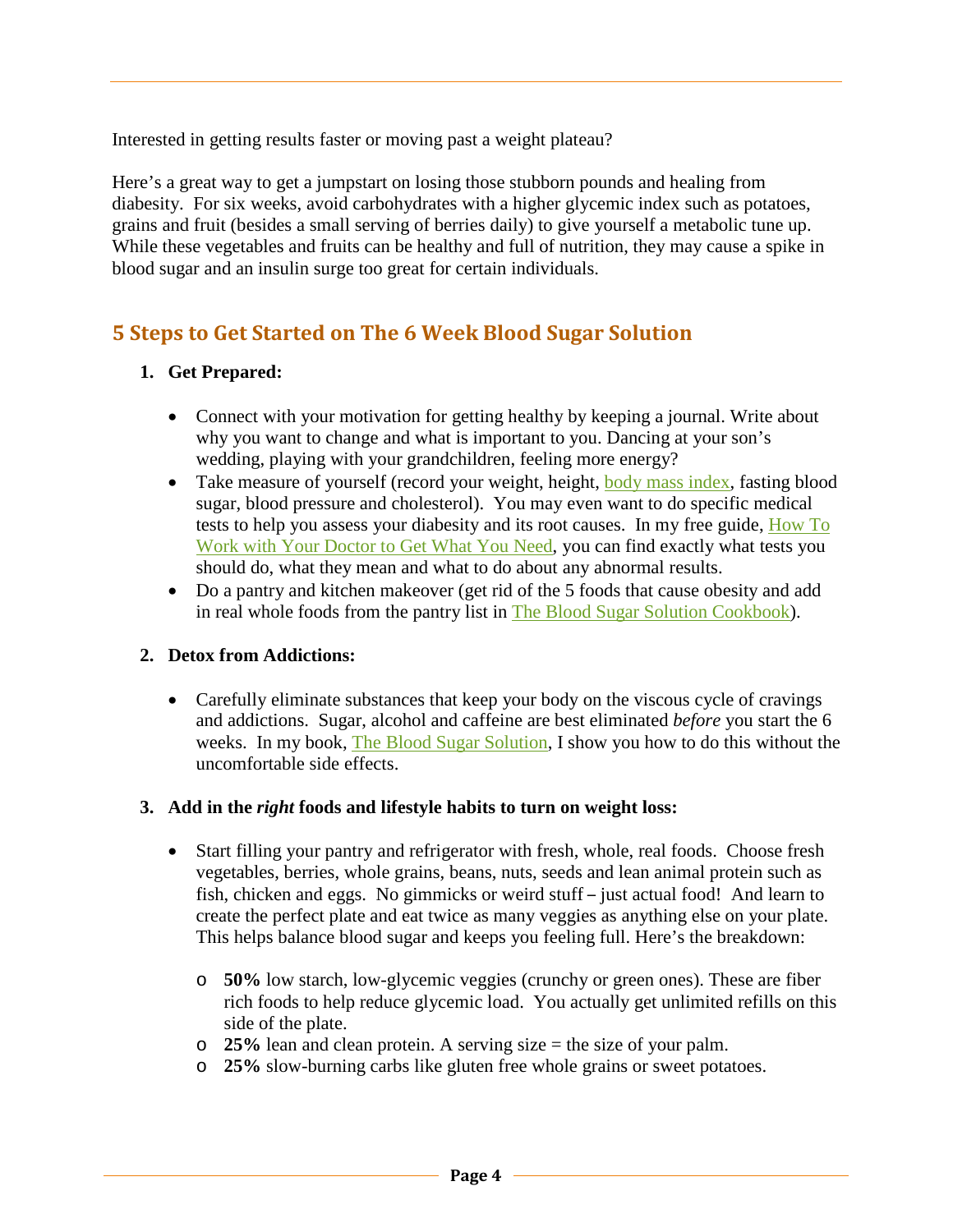Interested in getting results faster or moving past a weight plateau?

Here's a great way to get a jumpstart on losing those stubborn pounds and healing from diabesity. For six weeks, avoid carbohydrates with a higher glycemic index such as potatoes, grains and fruit (besides a small serving of berries daily) to give yourself a metabolic tune up. While these vegetables and fruits can be healthy and full of nutrition, they may cause a spike in blood sugar and an insulin surge too great for certain individuals.

## 5 Steps to Get Started on The 6 Week Blood Sugar Solution

1. **Get Prepared:**

   - Connect with your motivation for getting healthy by keeping a journal. Write about why you want to change and what is important to you. Dancing at your son's wedding, playing with your grandchildren, feeling more energy?
   - Take measure of yourself (record your weight, height, body mass index, fasting blood sugar, blood pressure and cholesterol). You may even want to do specific medical tests to help you assess your diabesity and its root causes. In my free guide, How To Work with Your Doctor to Get What You Need, you can find exactly what tests you should do, what they mean and what to do about any abnormal results.
   - Do a pantry and kitchen makeover (get rid of the 5 foods that cause obesity and add in real whole foods from the pantry list in The Blood Sugar Solution Cookbook).

2. **Detox from Addictions:**

   - Carefully eliminate substances that keep your body on the viscous cycle of cravings and addictions. Sugar, alcohol and caffeine are best eliminated *before* you start the 6 weeks. In my book, The Blood Sugar Solution, I show you how to do this without the uncomfortable side effects.

3. **Add in the *right* foods and lifestyle habits to turn on weight loss:**

   - Start filling your pantry and refrigerator with fresh, whole, real foods. Choose fresh vegetables, berries, whole grains, beans, nuts, seeds and lean animal protein such as fish, chicken and eggs. No gimmicks or weird stuff – just actual food! And learn to create the perfect plate and eat twice as many veggies as anything else on your plate. This helps balance blood sugar and keeps you feeling full. Here's the breakdown:

     - **50%** low starch, low-glycemic veggies (crunchy or green ones). These are fiber rich foods to help reduce glycemic load. You actually get unlimited refills on this side of the plate.
     - **25%** lean and clean protein. A serving size = the size of your palm.
     - **25%** slow-burning carbs like gluten free whole grains or sweet potatoes.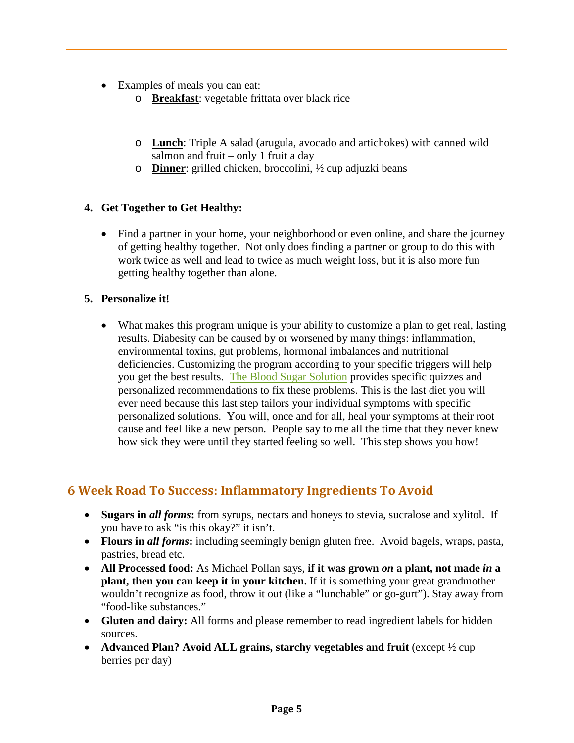- Examples of meals you can eat:
    - **Breakfast**: vegetable frittata over black rice
    - **Lunch**: Triple A salad (arugula, avocado and artichokes) with canned wild salmon and fruit – only 1 fruit a day
    - **Dinner**: grilled chicken, broccolini, ½ cup adjuzki beans

**4. Get Together to Get Healthy:**

- Find a partner in your home, your neighborhood or even online, and share the journey of getting healthy together. Not only does finding a partner or group to do this with work twice as well and lead to twice as much weight loss, but it is also more fun getting healthy together than alone.

**5. Personalize it!**

- What makes this program unique is your ability to customize a plan to get real, lasting results. Diabesity can be caused by or worsened by many things: inflammation, environmental toxins, gut problems, hormonal imbalances and nutritional deficiencies. Customizing the program according to your specific triggers will help you get the best results. The Blood Sugar Solution provides specific quizzes and personalized recommendations to fix these problems. This is the last diet you will ever need because this last step tailors your individual symptoms with specific personalized solutions. You will, once and for all, heal your symptoms at their root cause and feel like a new person. People say to me all the time that they never knew how sick they were until they started feeling so well. This step shows you how!

## 6 Week Road To Success: Inflammatory Ingredients To Avoid

- **Sugars in *all forms*:** from syrups, nectars and honeys to stevia, sucralose and xylitol. If you have to ask "is this okay?" it isn't.
- **Flours in *all forms*:** including seemingly benign gluten free. Avoid bagels, wraps, pasta, pastries, bread etc.
- **All Processed food:** As Michael Pollan says, **if it was grown *on* a plant, not made *in* a plant, then you can keep it in your kitchen.** If it is something your great grandmother wouldn't recognize as food, throw it out (like a "lunchable" or go-gurt"). Stay away from "food-like substances."
- **Gluten and dairy:** All forms and please remember to read ingredient labels for hidden sources.
- **Advanced Plan? Avoid ALL grains, starchy vegetables and fruit** (except ½ cup berries per day)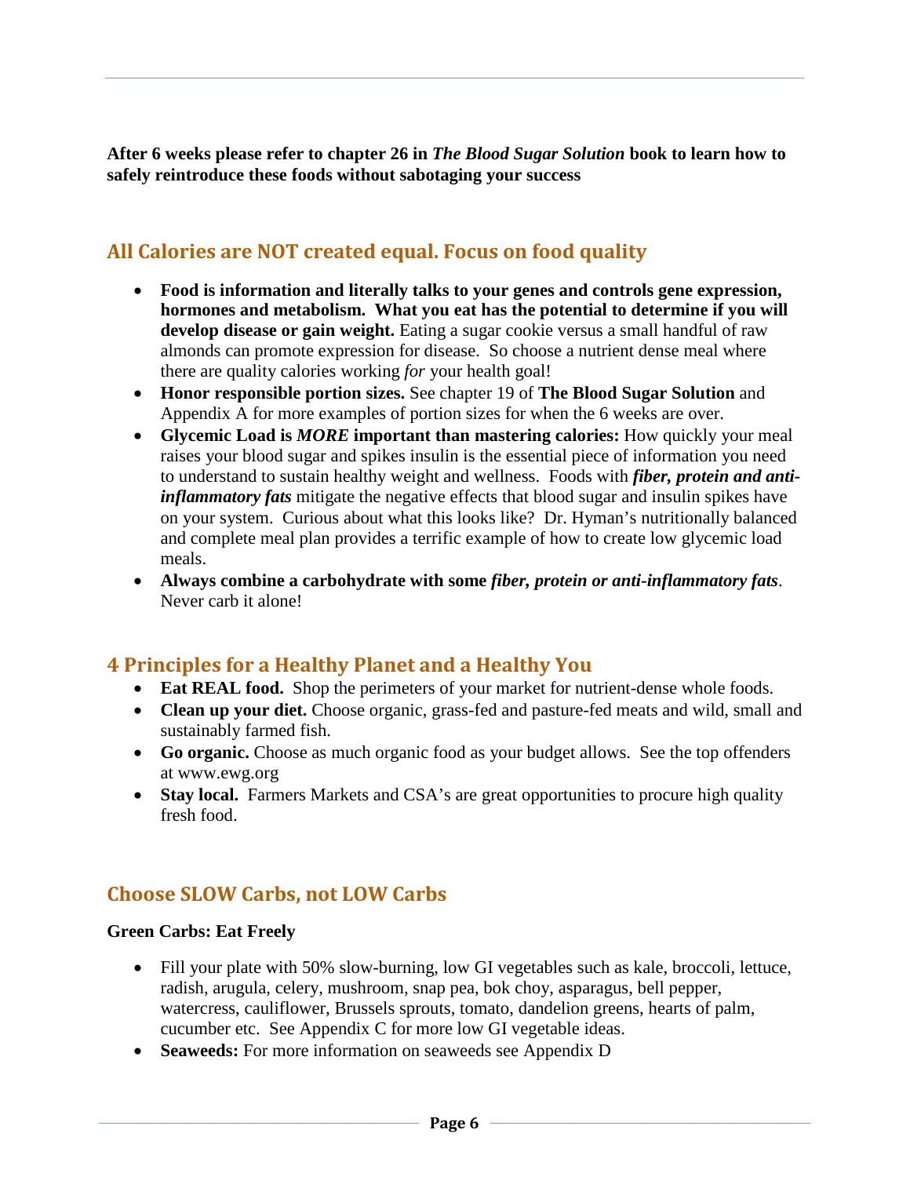**After 6 weeks please refer to chapter 26 in *The Blood Sugar Solution* book to learn how to safely reintroduce these foods without sabotaging your success**

## All Calories are NOT created equal. Focus on food quality

- **Food is information and literally talks to your genes and controls gene expression, hormones and metabolism. What you eat has the potential to determine if you will develop disease or gain weight.** Eating a sugar cookie versus a small handful of raw almonds can promote expression for disease. So choose a nutrient dense meal where there are quality calories working *for* your health goal!
- **Honor responsible portion sizes.** See chapter 19 of **The Blood Sugar Solution** and Appendix A for more examples of portion sizes for when the 6 weeks are over.
- **Glycemic Load is *MORE* important than mastering calories:** How quickly your meal raises your blood sugar and spikes insulin is the essential piece of information you need to understand to sustain healthy weight and wellness. Foods with ***fiber, protein and anti-inflammatory fats*** mitigate the negative effects that blood sugar and insulin spikes have on your system. Curious about what this looks like? Dr. Hyman's nutritionally balanced and complete meal plan provides a terrific example of how to create low glycemic load meals.
- **Always combine a carbohydrate with some *fiber, protein or anti-inflammatory fats*.** Never carb it alone!

## 4 Principles for a Healthy Planet and a Healthy You

- **Eat REAL food.** Shop the perimeters of your market for nutrient-dense whole foods.
- **Clean up your diet.** Choose organic, grass-fed and pasture-fed meats and wild, small and sustainably farmed fish.
- **Go organic.** Choose as much organic food as your budget allows. See the top offenders at www.ewg.org
- **Stay local.** Farmers Markets and CSA's are great opportunities to procure high quality fresh food.

## Choose SLOW Carbs, not LOW Carbs

**Green Carbs: Eat Freely**

- Fill your plate with 50% slow-burning, low GI vegetables such as kale, broccoli, lettuce, radish, arugula, celery, mushroom, snap pea, bok choy, asparagus, bell pepper, watercress, cauliflower, Brussels sprouts, tomato, dandelion greens, hearts of palm, cucumber etc. See Appendix C for more low GI vegetable ideas.
- **Seaweeds:** For more information on seaweeds see Appendix D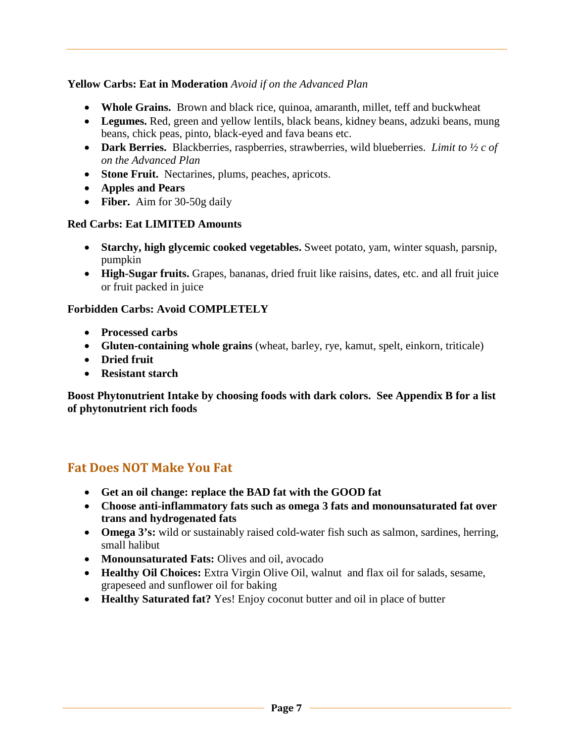**Yellow Carbs: Eat in Moderation** *Avoid if on the Advanced Plan*

- **Whole Grains.** Brown and black rice, quinoa, amaranth, millet, teff and buckwheat
- **Legumes.** Red, green and yellow lentils, black beans, kidney beans, adzuki beans, mung beans, chick peas, pinto, black-eyed and fava beans etc.
- **Dark Berries.** Blackberries, raspberries, strawberries, wild blueberries. *Limit to ½ c of on the Advanced Plan*
- **Stone Fruit.** Nectarines, plums, peaches, apricots.
- **Apples and Pears**
- **Fiber.** Aim for 30-50g daily

**Red Carbs: Eat LIMITED Amounts**

- **Starchy, high glycemic cooked vegetables.** Sweet potato, yam, winter squash, parsnip, pumpkin
- **High-Sugar fruits.** Grapes, bananas, dried fruit like raisins, dates, etc. and all fruit juice or fruit packed in juice

**Forbidden Carbs: Avoid COMPLETELY**

- **Processed carbs**
- **Gluten-containing whole grains** (wheat, barley, rye, kamut, spelt, einkorn, triticale)
- **Dried fruit**
- **Resistant starch**

**Boost Phytonutrient Intake by choosing foods with dark colors. See Appendix B for a list of phytonutrient rich foods**

## Fat Does NOT Make You Fat

- **Get an oil change: replace the BAD fat with the GOOD fat**
- **Choose anti-inflammatory fats such as omega 3 fats and monounsaturated fat over trans and hydrogenated fats**
- **Omega 3's:** wild or sustainably raised cold-water fish such as salmon, sardines, herring, small halibut
- **Monounsaturated Fats:** Olives and oil, avocado
- **Healthy Oil Choices:** Extra Virgin Olive Oil, walnut and flax oil for salads, sesame, grapeseed and sunflower oil for baking
- **Healthy Saturated fat?** Yes! Enjoy coconut butter and oil in place of butter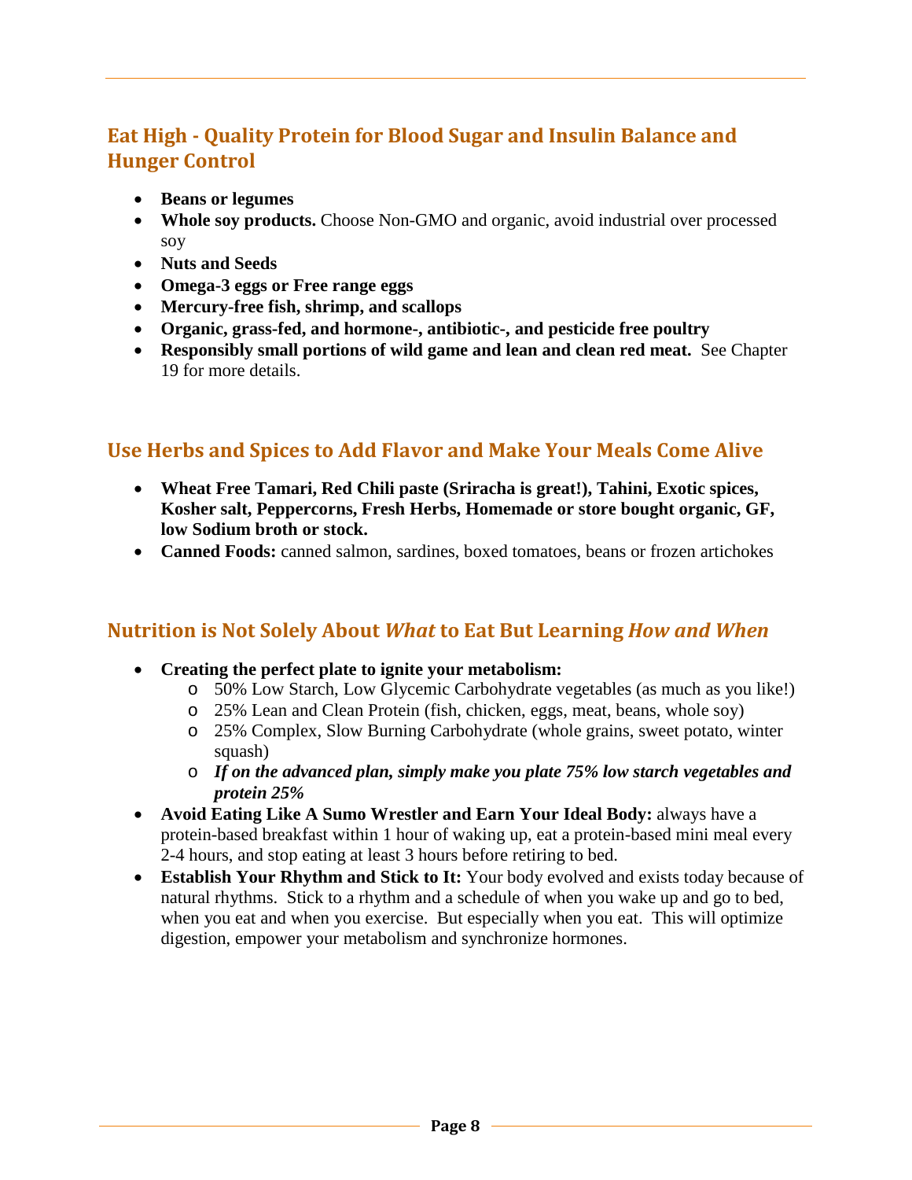## Eat High - Quality Protein for Blood Sugar and Insulin Balance and Hunger Control

- **Beans or legumes**
- **Whole soy products.** Choose Non-GMO and organic, avoid industrial over processed soy
- **Nuts and Seeds**
- **Omega-3 eggs or Free range eggs**
- **Mercury-free fish, shrimp, and scallops**
- **Organic, grass-fed, and hormone-, antibiotic-, and pesticide free poultry**
- **Responsibly small portions of wild game and lean and clean red meat.** See Chapter 19 for more details.

## Use Herbs and Spices to Add Flavor and Make Your Meals Come Alive

- **Wheat Free Tamari, Red Chili paste (Sriracha is great!), Tahini, Exotic spices, Kosher salt, Peppercorns, Fresh Herbs, Homemade or store bought organic, GF, low Sodium broth or stock.**
- **Canned Foods:** canned salmon, sardines, boxed tomatoes, beans or frozen artichokes

## Nutrition is Not Solely About *What* to Eat But Learning *How and When*

- **Creating the perfect plate to ignite your metabolism:**
  - 50% Low Starch, Low Glycemic Carbohydrate vegetables (as much as you like!)
  - 25% Lean and Clean Protein (fish, chicken, eggs, meat, beans, whole soy)
  - 25% Complex, Slow Burning Carbohydrate (whole grains, sweet potato, winter squash)
  - ***If on the advanced plan, simply make you plate 75% low starch vegetables and protein 25%***
- **Avoid Eating Like A Sumo Wrestler and Earn Your Ideal Body:** always have a protein-based breakfast within 1 hour of waking up, eat a protein-based mini meal every 2-4 hours, and stop eating at least 3 hours before retiring to bed.
- **Establish Your Rhythm and Stick to It:** Your body evolved and exists today because of natural rhythms. Stick to a rhythm and a schedule of when you wake up and go to bed, when you eat and when you exercise. But especially when you eat. This will optimize digestion, empower your metabolism and synchronize hormones.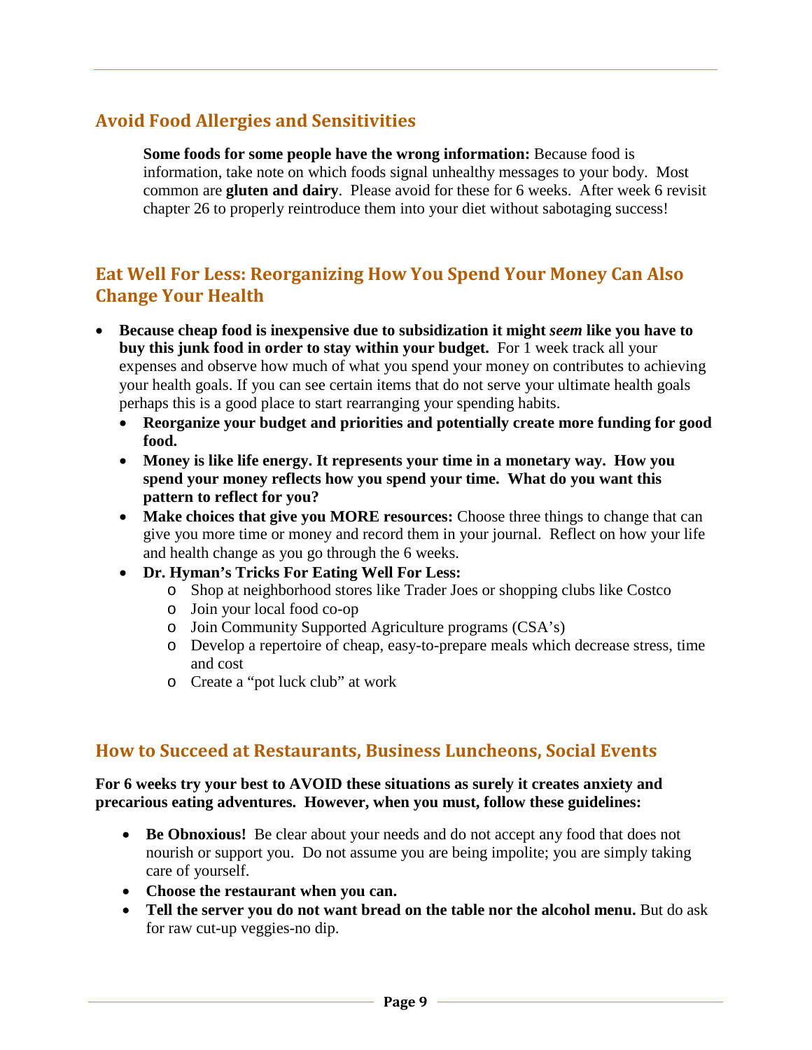## Avoid Food Allergies and Sensitivities

**Some foods for some people have the wrong information:** Because food is information, take note on which foods signal unhealthy messages to your body. Most common are **gluten and dairy**. Please avoid for these for 6 weeks. After week 6 revisit chapter 26 to properly reintroduce them into your diet without sabotaging success!

## Eat Well For Less: Reorganizing How You Spend Your Money Can Also Change Your Health

- **Because cheap food is inexpensive due to subsidization it might *seem* like you have to buy this junk food in order to stay within your budget.** For 1 week track all your expenses and observe how much of what you spend your money on contributes to achieving your health goals. If you can see certain items that do not serve your ultimate health goals perhaps this is a good place to start rearranging your spending habits.
  - **Reorganize your budget and priorities and potentially create more funding for good food.**
  - **Money is like life energy. It represents your time in a monetary way. How you spend your money reflects how you spend your time. What do you want this pattern to reflect for you?**
  - **Make choices that give you MORE resources:** Choose three things to change that can give you more time or money and record them in your journal. Reflect on how your life and health change as you go through the 6 weeks.
  - **Dr. Hyman's Tricks For Eating Well For Less:**
    - Shop at neighborhood stores like Trader Joes or shopping clubs like Costco
    - Join your local food co-op
    - Join Community Supported Agriculture programs (CSA's)
    - Develop a repertoire of cheap, easy-to-prepare meals which decrease stress, time and cost
    - Create a "pot luck club" at work

## How to Succeed at Restaurants, Business Luncheons, Social Events

**For 6 weeks try your best to AVOID these situations as surely it creates anxiety and precarious eating adventures. However, when you must, follow these guidelines:**

- **Be Obnoxious!** Be clear about your needs and do not accept any food that does not nourish or support you. Do not assume you are being impolite; you are simply taking care of yourself.
- **Choose the restaurant when you can.**
- **Tell the server you do not want bread on the table nor the alcohol menu.** But do ask for raw cut-up veggies-no dip.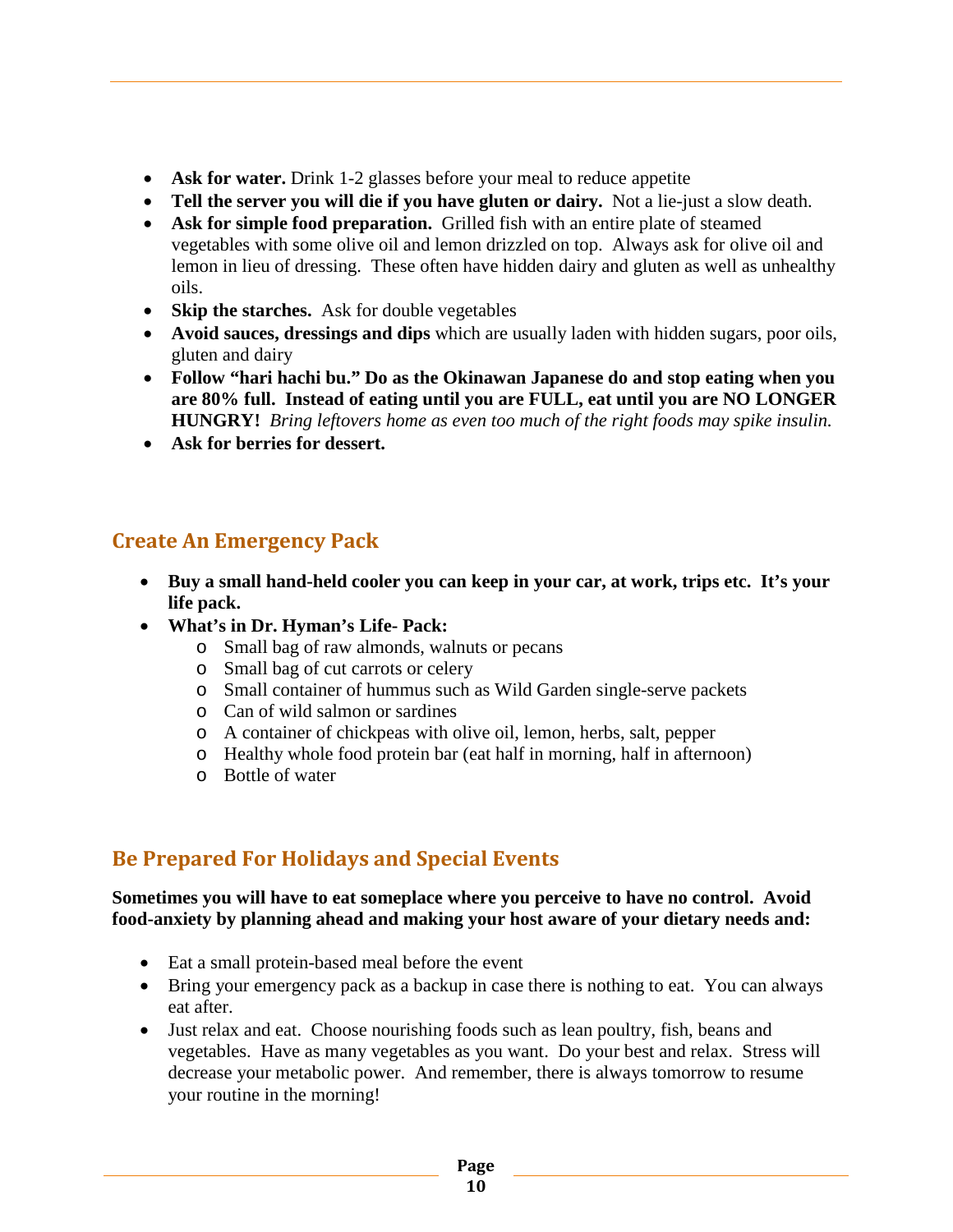- **Ask for water.** Drink 1-2 glasses before your meal to reduce appetite
- **Tell the server you will die if you have gluten or dairy.** Not a lie-just a slow death.
- **Ask for simple food preparation.** Grilled fish with an entire plate of steamed vegetables with some olive oil and lemon drizzled on top. Always ask for olive oil and lemon in lieu of dressing. These often have hidden dairy and gluten as well as unhealthy oils.
- **Skip the starches.** Ask for double vegetables
- **Avoid sauces, dressings and dips** which are usually laden with hidden sugars, poor oils, gluten and dairy
- **Follow "hari hachi bu." Do as the Okinawan Japanese do and stop eating when you are 80% full. Instead of eating until you are FULL, eat until you are NO LONGER HUNGRY!** *Bring leftovers home as even too much of the right foods may spike insulin.*
- **Ask for berries for dessert.**

## Create An Emergency Pack

- **Buy a small hand-held cooler you can keep in your car, at work, trips etc. It's your life pack.**
- **What's in Dr. Hyman's Life- Pack:**
  - Small bag of raw almonds, walnuts or pecans
  - Small bag of cut carrots or celery
  - Small container of hummus such as Wild Garden single-serve packets
  - Can of wild salmon or sardines
  - A container of chickpeas with olive oil, lemon, herbs, salt, pepper
  - Healthy whole food protein bar (eat half in morning, half in afternoon)
  - Bottle of water

## Be Prepared For Holidays and Special Events

**Sometimes you will have to eat someplace where you perceive to have no control. Avoid food-anxiety by planning ahead and making your host aware of your dietary needs and:**

- Eat a small protein-based meal before the event
- Bring your emergency pack as a backup in case there is nothing to eat. You can always eat after.
- Just relax and eat. Choose nourishing foods such as lean poultry, fish, beans and vegetables. Have as many vegetables as you want. Do your best and relax. Stress will decrease your metabolic power. And remember, there is always tomorrow to resume your routine in the morning!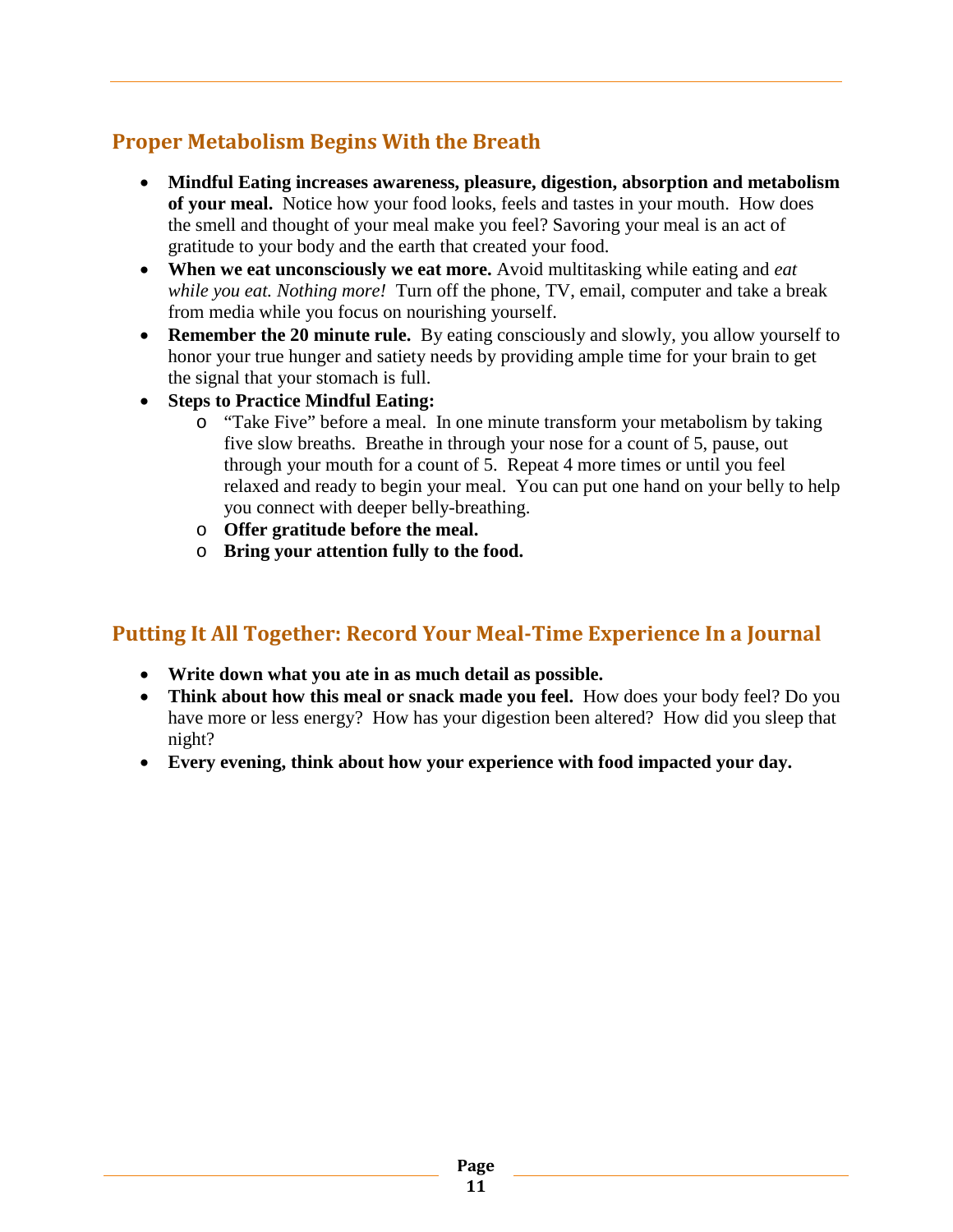## Proper Metabolism Begins With the Breath

- **Mindful Eating increases awareness, pleasure, digestion, absorption and metabolism of your meal.** Notice how your food looks, feels and tastes in your mouth. How does the smell and thought of your meal make you feel? Savoring your meal is an act of gratitude to your body and the earth that created your food.
- **When we eat unconsciously we eat more.** Avoid multitasking while eating and *eat while you eat. Nothing more!* Turn off the phone, TV, email, computer and take a break from media while you focus on nourishing yourself.
- **Remember the 20 minute rule.** By eating consciously and slowly, you allow yourself to honor your true hunger and satiety needs by providing ample time for your brain to get the signal that your stomach is full.
- **Steps to Practice Mindful Eating:**
    - "Take Five" before a meal. In one minute transform your metabolism by taking five slow breaths. Breathe in through your nose for a count of 5, pause, out through your mouth for a count of 5. Repeat 4 more times or until you feel relaxed and ready to begin your meal. You can put one hand on your belly to help you connect with deeper belly-breathing.
    - **Offer gratitude before the meal.**
    - **Bring your attention fully to the food.**

## Putting It All Together: Record Your Meal-Time Experience In a Journal

- **Write down what you ate in as much detail as possible.**
- **Think about how this meal or snack made you feel.** How does your body feel? Do you have more or less energy? How has your digestion been altered? How did you sleep that night?
- **Every evening, think about how your experience with food impacted your day.**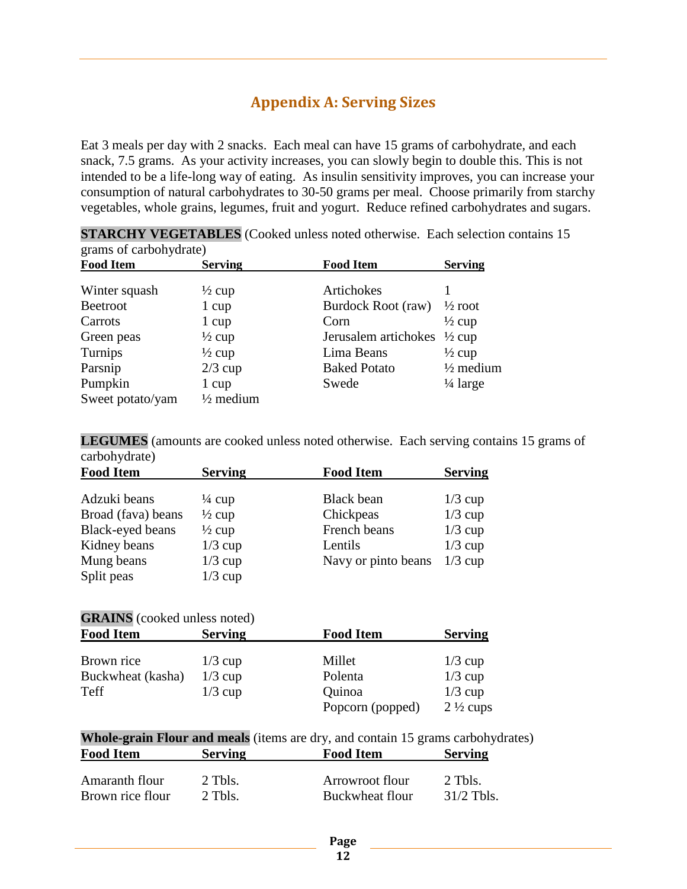## Appendix A: Serving Sizes

Eat 3 meals per day with 2 snacks. Each meal can have 15 grams of carbohydrate, and each snack, 7.5 grams. As your activity increases, you can slowly begin to double this. This is not intended to be a life-long way of eating. As insulin sensitivity improves, you can increase your consumption of natural carbohydrates to 30-50 grams per meal. Choose primarily from starchy vegetables, whole grains, legumes, fruit and yogurt. Reduce refined carbohydrates and sugars.

**STARCHY VEGETABLES** (Cooked unless noted otherwise. Each selection contains 15 grams of carbohydrate)

| Food Item | Serving | Food Item | Serving |
|---|---|---|---|
| Winter squash | ½ cup | Artichokes | 1 |
| Beetroot | 1 cup | Burdock Root (raw) | ½ root |
| Carrots | 1 cup | Corn | ½ cup |
| Green peas | ½ cup | Jerusalem artichokes | ½ cup |
| Turnips | ½ cup | Lima Beans | ½ cup |
| Parsnip | 2/3 cup | Baked Potato | ½ medium |
| Pumpkin | 1 cup | Swede | ¼ large |
| Sweet potato/yam | ½ medium | | |

**LEGUMES** (amounts are cooked unless noted otherwise. Each serving contains 15 grams of carbohydrate)

| Food Item | Serving | Food Item | Serving |
|---|---|---|---|
| Adzuki beans | ¼ cup | Black bean | 1/3 cup |
| Broad (fava) beans | ½ cup | Chickpeas | 1/3 cup |
| Black-eyed beans | ½ cup | French beans | 1/3 cup |
| Kidney beans | 1/3 cup | Lentils | 1/3 cup |
| Mung beans | 1/3 cup | Navy or pinto beans | 1/3 cup |
| Split peas | 1/3 cup | | |

**GRAINS** (cooked unless noted)

| Food Item | Serving | Food Item | Serving |
|---|---|---|---|
| Brown rice | 1/3 cup | Millet | 1/3 cup |
| Buckwheat (kasha) | 1/3 cup | Polenta | 1/3 cup |
| Teff | 1/3 cup | Quinoa | 1/3 cup |
| | | Popcorn (popped) | 2 ½ cups |

**Whole-grain Flour and meals** (items are dry, and contain 15 grams carbohydrates)

| Food Item | Serving | Food Item | Serving |
|---|---|---|---|
| Amaranth flour | 2 Tbls. | Arrowroot flour | 2 Tbls. |
| Brown rice flour | 2 Tbls. | Buckwheat flour | 31/2 Tbls. |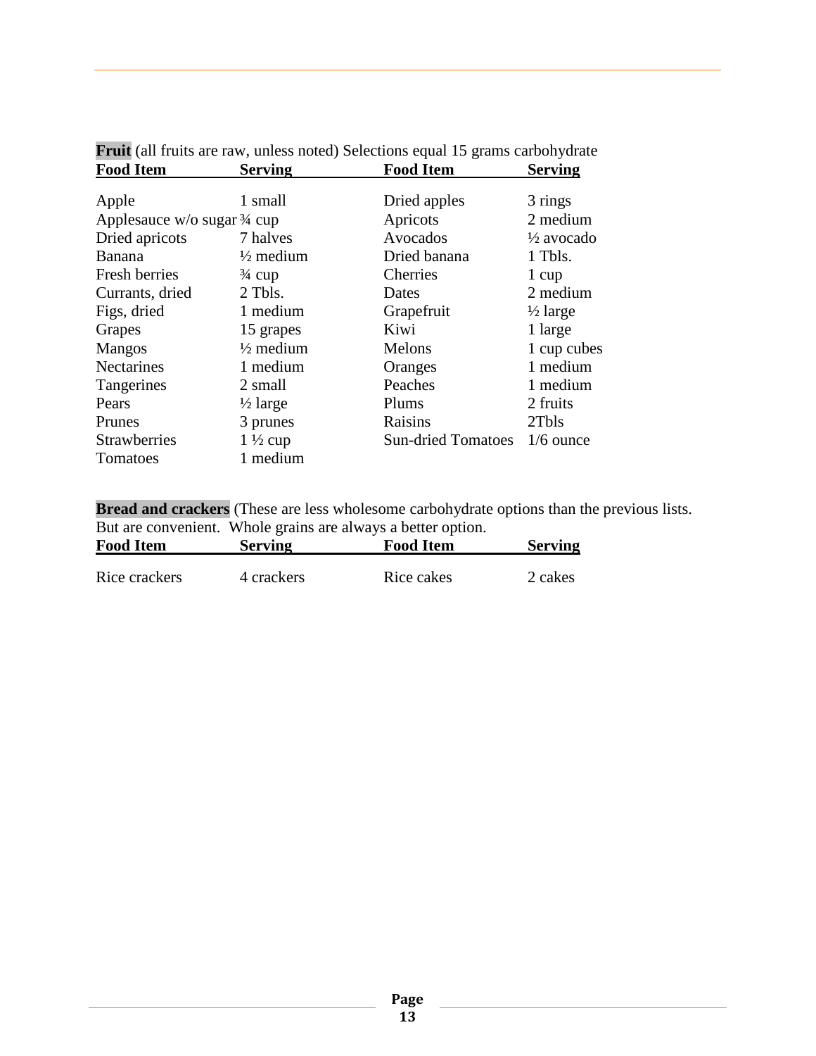**Fruit** (all fruits are raw, unless noted) Selections equal 15 grams carbohydrate

| Food Item | Serving | Food Item | Serving |
|---|---|---|---|
| Apple | 1 small | Dried apples | 3 rings |
| Applesauce w/o sugar | ¾ cup | Apricots | 2 medium |
| Dried apricots | 7 halves | Avocados | ½ avocado |
| Banana | ½ medium | Dried banana | 1 Tbls. |
| Fresh berries | ¾ cup | Cherries | 1 cup |
| Currants, dried | 2 Tbls. | Dates | 2 medium |
| Figs, dried | 1 medium | Grapefruit | ½ large |
| Grapes | 15 grapes | Kiwi | 1 large |
| Mangos | ½ medium | Melons | 1 cup cubes |
| Nectarines | 1 medium | Oranges | 1 medium |
| Tangerines | 2 small | Peaches | 1 medium |
| Pears | ½ large | Plums | 2 fruits |
| Prunes | 3 prunes | Raisins | 2Tbls |
| Strawberries | 1 ½ cup | Sun-dried Tomatoes | 1/6 ounce |
| Tomatoes | 1 medium | | |

**Bread and crackers** (These are less wholesome carbohydrate options than the previous lists. But are convenient. Whole grains are always a better option.

| Food Item | Serving | Food Item | Serving |
|---|---|---|---|
| Rice crackers | 4 crackers | Rice cakes | 2 cakes |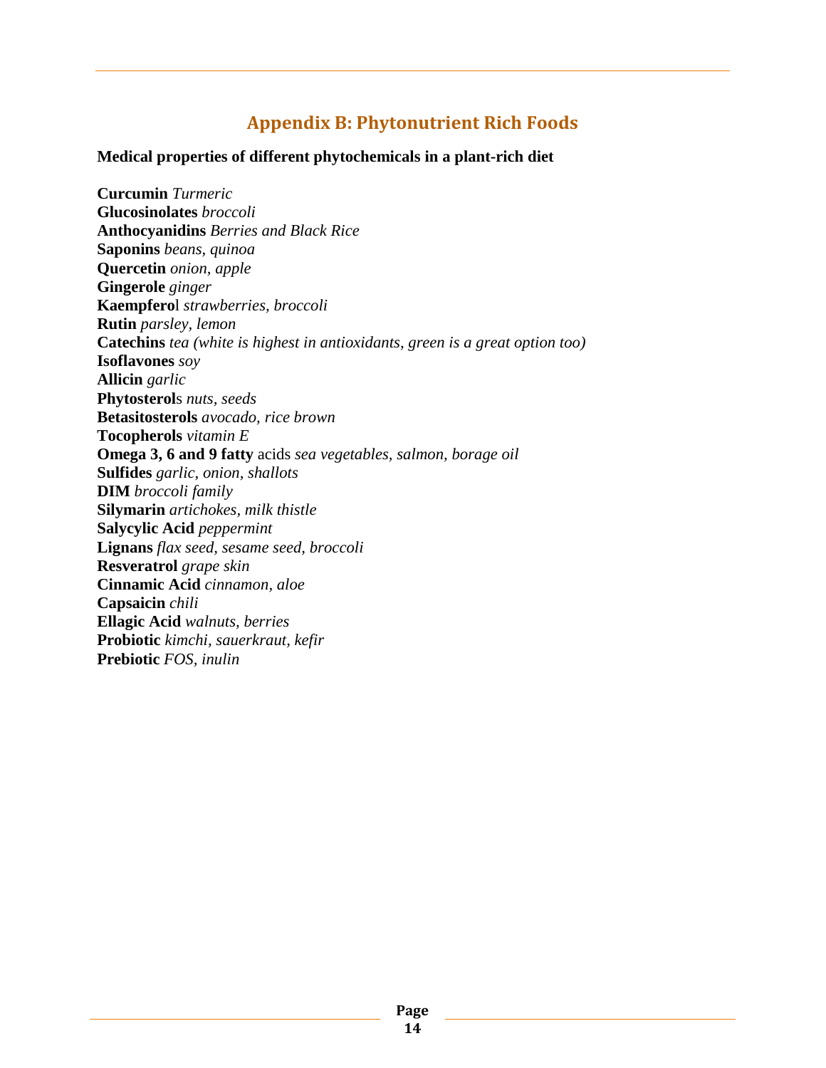## Appendix B: Phytonutrient Rich Foods

**Medical properties of different phytochemicals in a plant-rich diet**

**Curcumin** *Turmeric*  
**Glucosinolates** *broccoli*  
**Anthocyanidins** *Berries and Black Rice*  
**Saponins** *beans, quinoa*  
**Quercetin** *onion, apple*  
**Gingerole** *ginger*  
**Kaempfero**l *strawberries, broccoli*  
**Rutin** *parsley, lemon*  
**Catechins** *tea (white is highest in antioxidants, green is a great option too)*  
**Isoflavones** *soy*  
**Allicin** *garlic*  
**Phytosterol**s *nuts, seeds*  
**Betasitosterols** *avocado, rice brown*  
**Tocopherols** *vitamin E*  
**Omega 3, 6 and 9 fatty** acids *sea vegetables, salmon, borage oil*  
**Sulfides** *garlic, onion, shallots*  
**DIM** *broccoli family*  
**Silymarin** *artichokes, milk thistle*  
**Salycylic Acid** *peppermint*  
**Lignans** *flax seed, sesame seed, broccoli*  
**Resveratrol** *grape skin*  
**Cinnamic Acid** *cinnamon, aloe*  
**Capsaicin** *chili*  
**Ellagic Acid** *walnuts, berries*  
**Probiotic** *kimchi, sauerkraut, kefir*  
**Prebiotic** *FOS, inulin*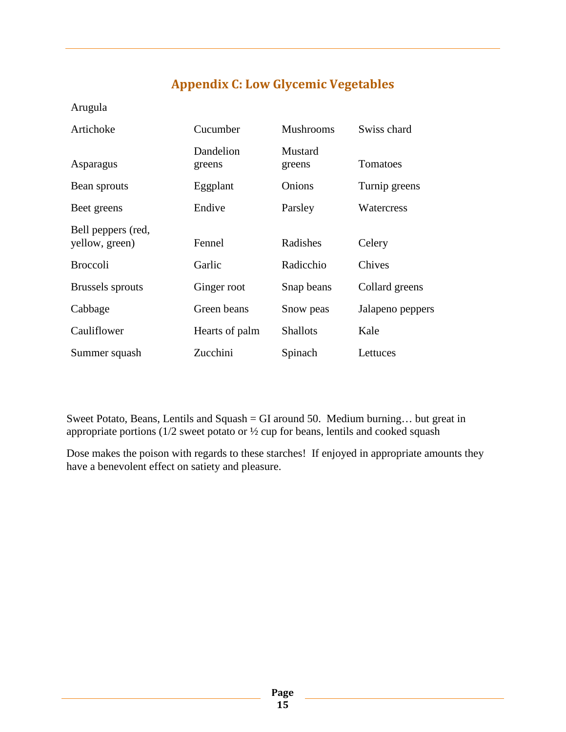## Appendix C: Low Glycemic Vegetables

| Arugula | | | |
|---|---|---|---|
| Artichoke | Cucumber | Mushrooms | Swiss chard |
| Asparagus | Dandelion greens | Mustard greens | Tomatoes |
| Bean sprouts | Eggplant | Onions | Turnip greens |
| Beet greens | Endive | Parsley | Watercress |
| Bell peppers (red, yellow, green) | Fennel | Radishes | Celery |
| Broccoli | Garlic | Radicchio | Chives |
| Brussels sprouts | Ginger root | Snap beans | Collard greens |
| Cabbage | Green beans | Snow peas | Jalapeno peppers |
| Cauliflower | Hearts of palm | Shallots | Kale |
| Summer squash | Zucchini | Spinach | Lettuces |

Sweet Potato, Beans, Lentils and Squash = GI around 50. Medium burning… but great in appropriate portions (1/2 sweet potato or ½ cup for beans, lentils and cooked squash

Dose makes the poison with regards to these starches! If enjoyed in appropriate amounts they have a benevolent effect on satiety and pleasure.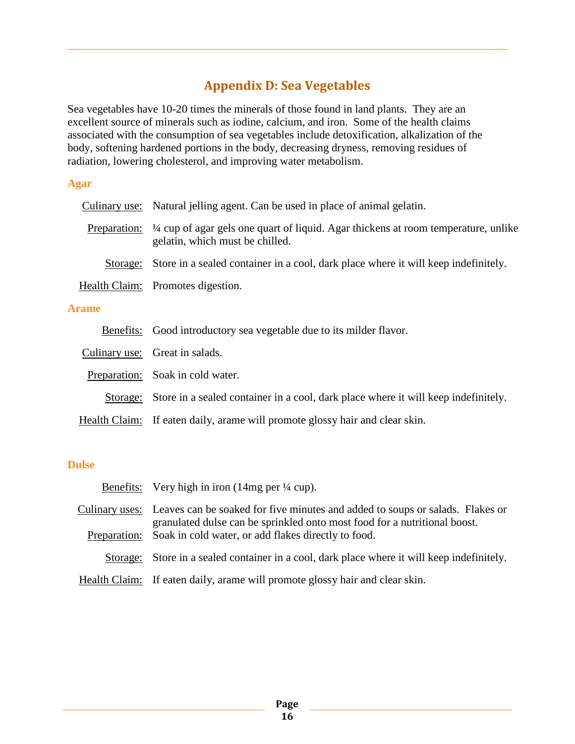## Appendix D: Sea Vegetables

Sea vegetables have 10-20 times the minerals of those found in land plants. They are an excellent source of minerals such as iodine, calcium, and iron. Some of the health claims associated with the consumption of sea vegetables include detoxification, alkalization of the body, softening hardened portions in the body, decreasing dryness, removing residues of radiation, lowering cholesterol, and improving water metabolism.

### Agar

Culinary use: Natural jelling agent. Can be used in place of animal gelatin.

Preparation: ¼ cup of agar gels one quart of liquid. Agar thickens at room temperature, unlike gelatin, which must be chilled.

Storage: Store in a sealed container in a cool, dark place where it will keep indefinitely.

Health Claim: Promotes digestion.

### Arame

Benefits: Good introductory sea vegetable due to its milder flavor.

Culinary use: Great in salads.

Preparation: Soak in cold water.

Storage: Store in a sealed container in a cool, dark place where it will keep indefinitely.

Health Claim: If eaten daily, arame will promote glossy hair and clear skin.

### Dulse

Benefits: Very high in iron (14mg per ¼ cup).

Culinary uses: Leaves can be soaked for five minutes and added to soups or salads. Flakes or granulated dulse can be sprinkled onto most food for a nutritional boost.

Preparation: Soak in cold water, or add flakes directly to food.

Storage: Store in a sealed container in a cool, dark place where it will keep indefinitely.

Health Claim: If eaten daily, arame will promote glossy hair and clear skin.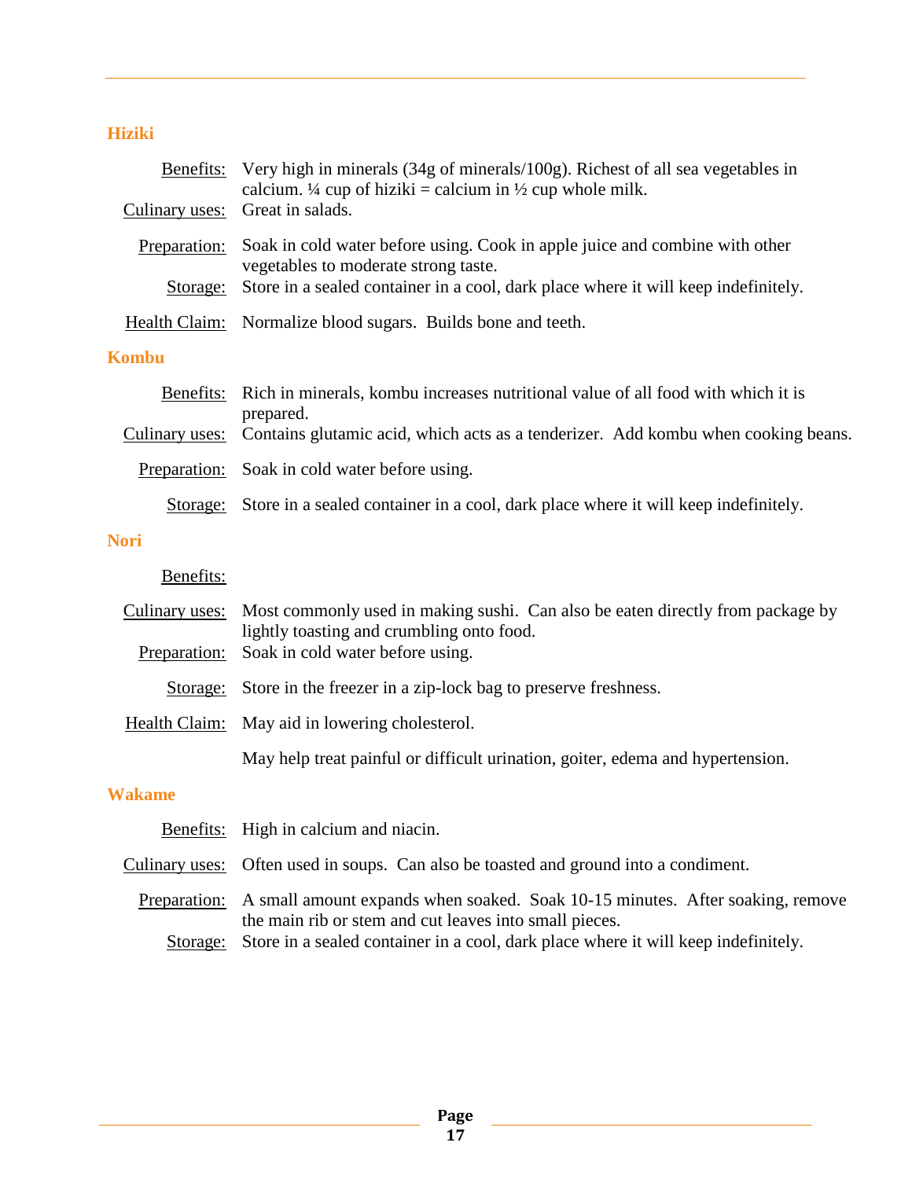### Hiziki

Benefits: Very high in minerals (34g of minerals/100g). Richest of all sea vegetables in calcium. ¼ cup of hiziki = calcium in ½ cup whole milk.

Culinary uses: Great in salads.

Preparation: Soak in cold water before using. Cook in apple juice and combine with other vegetables to moderate strong taste.

Storage: Store in a sealed container in a cool, dark place where it will keep indefinitely.

Health Claim: Normalize blood sugars. Builds bone and teeth.

### Kombu

Benefits: Rich in minerals, kombu increases nutritional value of all food with which it is prepared.

Culinary uses: Contains glutamic acid, which acts as a tenderizer. Add kombu when cooking beans.

Preparation: Soak in cold water before using.

Storage: Store in a sealed container in a cool, dark place where it will keep indefinitely.

### Nori

Benefits:

Culinary uses: Most commonly used in making sushi. Can also be eaten directly from package by lightly toasting and crumbling onto food.

Preparation: Soak in cold water before using.

Storage: Store in the freezer in a zip-lock bag to preserve freshness.

Health Claim: May aid in lowering cholesterol.

May help treat painful or difficult urination, goiter, edema and hypertension.

### Wakame

Benefits: High in calcium and niacin.

Culinary uses: Often used in soups. Can also be toasted and ground into a condiment.

Preparation: A small amount expands when soaked. Soak 10-15 minutes. After soaking, remove the main rib or stem and cut leaves into small pieces.

Storage: Store in a sealed container in a cool, dark place where it will keep indefinitely.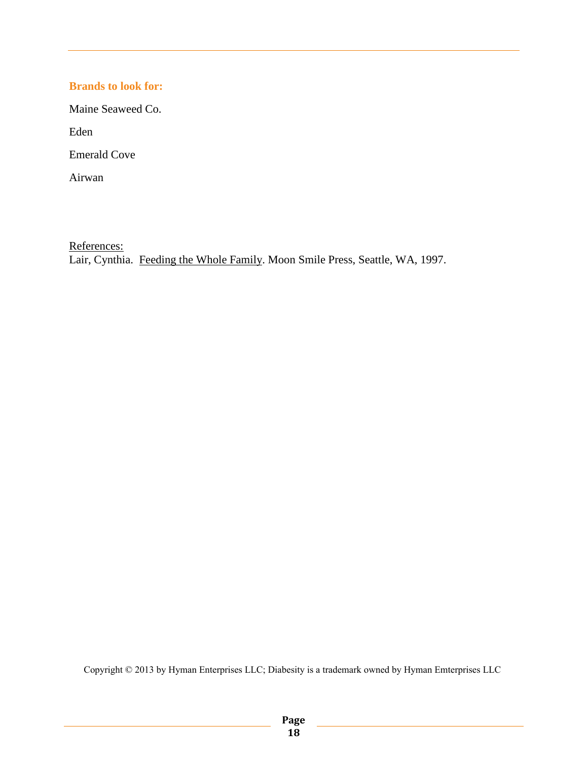### Brands to look for:

Maine Seaweed Co.

Eden

Emerald Cove

Airwan

References:
Lair, Cynthia. Feeding the Whole Family. Moon Smile Press, Seattle, WA, 1997.

Copyright © 2013 by Hyman Enterprises LLC; Diabesity is a trademark owned by Hyman Emterprises LLC